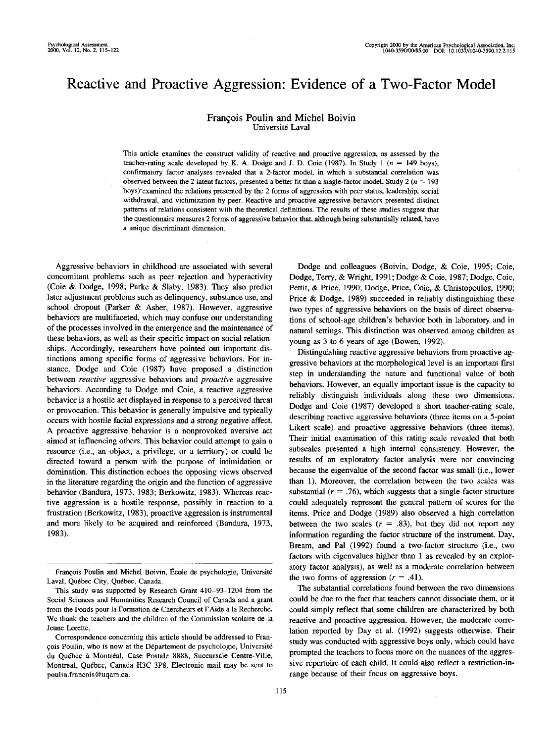# Reactive and Proactive Aggression: Evidence of a Two-Factor Model

François Poulin and Michel Boivin
Université Laval

This article examines the construct validity of reactive and proactive aggression, as assessed by the teacher-rating scale developed by K. A. Dodge and J. D. Coie (1987). In Study 1 ($n$ = 149 boys), confirmatory factor analyses revealed that a 2-factor model, in which a substantial correlation was observed between the 2 latent factors, presented a better fit than a single-factor model. Study 2 ($n$ = 193 boys) examined the relations presented by the 2 forms of aggression with peer status, leadership, social withdrawal, and victimization by peer. Reactive and proactive aggressive behaviors presented distinct patterns of relations consistent with the theoretical definitions. The results of these studies suggest that the questionnaire measures 2 forms of aggressive behavior that, although being substantially related, have a unique discriminant dimension.

Aggressive behaviors in childhood are associated with several concomitant problems such as peer rejection and hyperactivity (Coie & Dodge, 1998; Parke & Slaby, 1983). They also predict later adjustment problems such as delinquency, substance use, and school dropout (Parker & Asher, 1987). However, aggressive behaviors are multifaceted, which may confuse our understanding of the processes involved in the emergence and the maintenance of these behaviors, as well as their specific impact on social relationships. Accordingly, researchers have pointed out important distinctions among specific forms of aggressive behaviors. For instance, Dodge and Coie (1987) have proposed a distinction between *reactive* aggressive behaviors and *proactive* aggressive behaviors. According to Dodge and Coie, a reactive aggressive behavior is a hostile act displayed in response to a perceived threat or provocation. This behavior is generally impulsive and typically occurs with hostile facial expressions and a strong negative affect. A proactive aggressive behavior is a nonprovoked aversive act aimed at influencing others. This behavior could attempt to gain a resource (i.e., an object, a privilege, or a territory) or could be directed toward a person with the purpose of intimidation or domination. This distinction echoes the opposing views observed in the literature regarding the origin and the function of aggressive behavior (Bandura, 1973, 1983; Berkowitz, 1983). Whereas reactive aggression is a hostile response, possibly in reaction to a frustration (Berkowitz, 1983), proactive aggression is instrumental and more likely to be acquired and reinforced (Bandura, 1973, 1983).

Dodge and colleagues (Boivin, Dodge, & Coie, 1995; Coie, Dodge, Terry, & Wright, 1991; Dodge & Coie, 1987; Dodge, Coie, Pettit, & Price, 1990; Dodge, Price, Coie, & Christopoulos, 1990; Price & Dodge, 1989) succeeded in reliably distinguishing these two types of aggressive behaviors on the basis of direct observations of school-age children's behavior both in laboratory and in natural settings. This distinction was observed among children as young as 3 to 6 years of age (Bowen, 1992).

Distinguishing reactive aggressive behaviors from proactive aggressive behaviors at the morphological level is an important first step in understanding the nature and functional value of both behaviors. However, an equally important issue is the capacity to reliably distinguish individuals along these two dimensions. Dodge and Coie (1987) developed a short teacher-rating scale, describing reactive aggressive behaviors (three items on a 5-point Likert scale) and proactive aggressive behaviors (three items). Their initial examination of this rating scale revealed that both subscales presented a high internal consistency. However, the results of an exploratory factor analysis were not convincing because the eigenvalue of the second factor was small (i.e., lower than 1). Moreover, the correlation between the two scales was substantial ($r$ = .76), which suggests that a single-factor structure could adequately represent the general pattern of scores for the items. Price and Dodge (1989) also observed a high correlation between the two scales ($r$ = .83), but they did not report any information regarding the factor structure of the instrument. Day, Bream, and Pal (1992) found a two-factor structure (i.e., two factors with eigenvalues higher than 1 as revealed by an exploratory factor analysis), as well as a moderate correlation between the two forms of aggression ($r$ = .41).

The substantial correlations found between the two dimensions could be due to the fact that teachers cannot dissociate them, or it could simply reflect that some children are characterized by both reactive and proactive aggression. However, the moderate correlation reported by Day et al. (1992) suggests otherwise. Their study was conducted with aggressive boys only, which could have prompted the teachers to focus more on the nuances of the aggressive repertoire of each child. It could also reflect a restriction-in-range because of their focus on aggressive boys.

---

François Poulin and Michel Boivin, École de psychologie, Université Laval, Québec City, Québec, Canada.

This study was supported by Research Grant 410–93–1204 from the Social Sciences and Humanities Research Council of Canada and a grant from the Fonds pour la Formation de Chercheurs et l'Aide à la Recherche. We thank the teachers and the children of the Commission scolaire de la Jeune Lorette.

Correspondence concerning this article should be addressed to François Poulin, who is now at the Département de psychologie, Université du Québec à Montréal, Case Postale 8888, Succursale Centre-Ville, Montreal, Québec, Canada H3C 3P8. Electronic mail may be sent to poulin.francois@uqam.ca.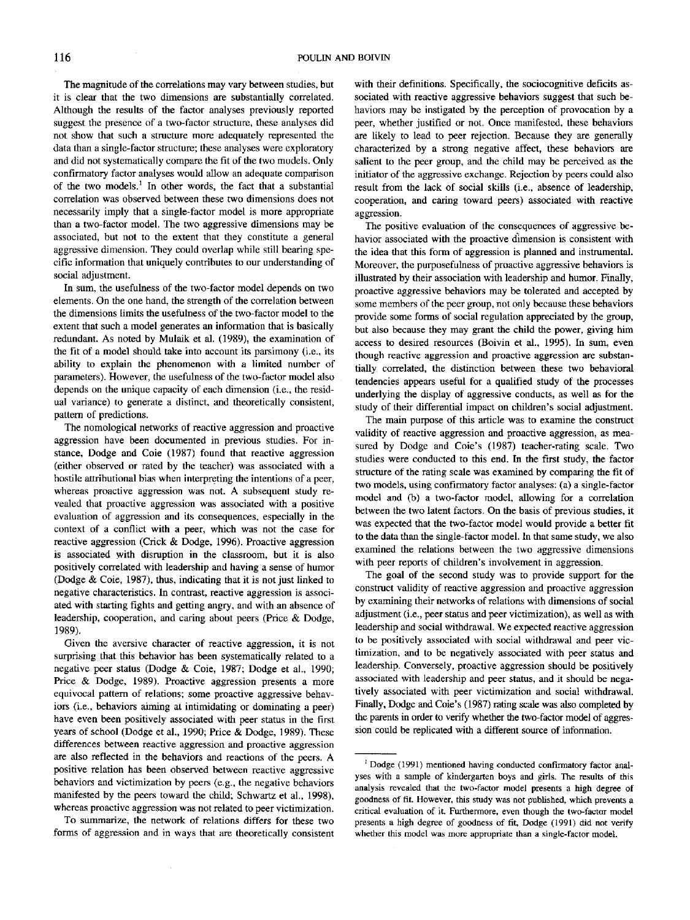The magnitude of the correlations may vary between studies, but it is clear that the two dimensions are substantially correlated. Although the results of the factor analyses previously reported suggest the presence of a two-factor structure, these analyses did not show that such a structure more adequately represented the data than a single-factor structure; these analyses were exploratory and did not systematically compare the fit of the two models. Only confirmatory factor analyses would allow an adequate comparison of the two models.[1] In other words, the fact that a substantial correlation was observed between these two dimensions does not necessarily imply that a single-factor model is more appropriate than a two-factor model. The two aggressive dimensions may be associated, but not to the extent that they constitute a general aggressive dimension. They could overlap while still bearing specific information that uniquely contributes to our understanding of social adjustment.

In sum, the usefulness of the two-factor model depends on two elements. On the one hand, the strength of the correlation between the dimensions limits the usefulness of the two-factor model to the extent that such a model generates an information that is basically redundant. As noted by Mulaik et al. (1989), the examination of the fit of a model should take into account its parsimony (i.e., its ability to explain the phenomenon with a limited number of parameters). However, the usefulness of the two-factor model also depends on the unique capacity of each dimension (i.e., the residual variance) to generate a distinct, and theoretically consistent, pattern of predictions.

The nomological networks of reactive aggression and proactive aggression have been documented in previous studies. For instance, Dodge and Coie (1987) found that reactive aggression (either observed or rated by the teacher) was associated with a hostile attributional bias when interpreting the intentions of a peer, whereas proactive aggression was not. A subsequent study revealed that proactive aggression was associated with a positive evaluation of aggression and its consequences, especially in the context of a conflict with a peer, which was not the case for reactive aggression (Crick & Dodge, 1996). Proactive aggression is associated with disruption in the classroom, but it is also positively correlated with leadership and having a sense of humor (Dodge & Coie, 1987), thus, indicating that it is not just linked to negative characteristics. In contrast, reactive aggression is associated with starting fights and getting angry, and with an absence of leadership, cooperation, and caring about peers (Price & Dodge, 1989).

Given the aversive character of reactive aggression, it is not surprising that this behavior has been systematically related to a negative peer status (Dodge & Coie, 1987; Dodge et al., 1990; Price & Dodge, 1989). Proactive aggression presents a more equivocal pattern of relations; some proactive aggressive behaviors (i.e., behaviors aiming at intimidating or dominating a peer) have even been positively associated with peer status in the first years of school (Dodge et al., 1990; Price & Dodge, 1989). These differences between reactive aggression and proactive aggression are also reflected in the behaviors and reactions of the peers. A positive relation has been observed between reactive aggressive behaviors and victimization by peers (e.g., the negative behaviors manifested by the peers toward the child; Schwartz et al., 1998), whereas proactive aggression was not related to peer victimization.

To summarize, the network of relations differs for these two forms of aggression and in ways that are theoretically consistent with their definitions. Specifically, the sociocognitive deficits associated with reactive aggressive behaviors suggest that such behaviors may be instigated by the perception of provocation by a peer, whether justified or not. Once manifested, these behaviors are likely to lead to peer rejection. Because they are generally characterized by a strong negative affect, these behaviors are salient to the peer group, and the child may be perceived as the initiator of the aggressive exchange. Rejection by peers could also result from the lack of social skills (i.e., absence of leadership, cooperation, and caring toward peers) associated with reactive aggression.

The positive evaluation of the consequences of aggressive behavior associated with the proactive dimension is consistent with the idea that this form of aggression is planned and instrumental. Moreover, the purposefulness of proactive aggressive behaviors is illustrated by their association with leadership and humor. Finally, proactive aggressive behaviors may be tolerated and accepted by some members of the peer group, not only because these behaviors provide some forms of social regulation appreciated by the group, but also because they may grant the child the power, giving him access to desired resources (Boivin et al., 1995). In sum, even though reactive aggression and proactive aggression are substantially correlated, the distinction between these two behavioral tendencies appears useful for a qualified study of the processes underlying the display of aggressive conducts, as well as for the study of their differential impact on children's social adjustment.

The main purpose of this article was to examine the construct validity of reactive aggression and proactive aggression, as measured by Dodge and Coie's (1987) teacher-rating scale. Two studies were conducted to this end. In the first study, the factor structure of the rating scale was examined by comparing the fit of two models, using confirmatory factor analyses: (a) a single-factor model and (b) a two-factor model, allowing for a correlation between the two latent factors. On the basis of previous studies, it was expected that the two-factor model would provide a better fit to the data than the single-factor model. In that same study, we also examined the relations between the two aggressive dimensions with peer reports of children's involvement in aggression.

The goal of the second study was to provide support for the construct validity of reactive aggression and proactive aggression by examining their networks of relations with dimensions of social adjustment (i.e., peer status and peer victimization), as well as with leadership and social withdrawal. We expected reactive aggression to be positively associated with social withdrawal and peer victimization, and to be negatively associated with peer status and leadership. Conversely, proactive aggression should be positively associated with leadership and peer status, and it should be negatively associated with peer victimization and social withdrawal. Finally, Dodge and Coie's (1987) rating scale was also completed by the parents in order to verify whether the two-factor model of aggression could be replicated with a different source of information.

---

[1] Dodge (1991) mentioned having conducted confirmatory factor analyses with a sample of kindergarten boys and girls. The results of this analysis revealed that the two-factor model presents a high degree of goodness of fit. However, this study was not published, which prevents a critical evaluation of it. Furthermore, even though the two-factor model presents a high degree of goodness of fit, Dodge (1991) did not verify whether this model was more appropriate than a single-factor model.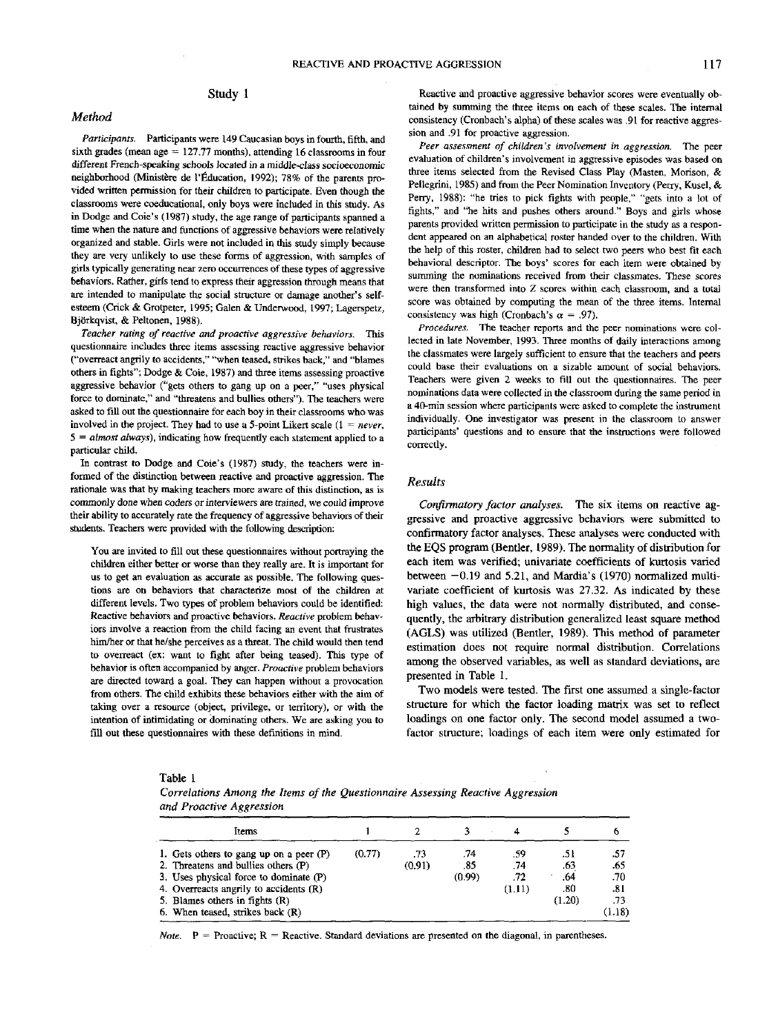## Study 1

### Method

*Participants.* Participants were 149 Caucasian boys in fourth, fifth, and sixth grades (mean age = 127.77 months), attending 16 classrooms in four different French-speaking schools located in a middle-class socioeconomic neighborhood (Ministère de l'Éducation, 1992); 78% of the parents provided written permission for their children to participate. Even though the classrooms were coeducational, only boys were included in this study. As in Dodge and Coie's (1987) study, the age range of participants spanned a time when the nature and functions of aggressive behaviors were relatively organized and stable. Girls were not included in this study simply because they are very unlikely to use these forms of aggression, with samples of girls typically generating near zero occurrences of these types of aggressive behaviors. Rather, girls tend to express their aggression through means that are intended to manipulate the social structure or damage another's self-esteem (Crick & Grotpeter, 1995; Galen & Underwood, 1997; Lagerspetz, Björkqvist, & Peltonen, 1988).

*Teacher rating of reactive and proactive aggressive behaviors.* This questionnaire includes three items assessing reactive aggressive behavior ("overreact angrily to accidents," "when teased, strikes back," and "blames others in fights"; Dodge & Coie, 1987) and three items assessing proactive aggressive behavior ("gets others to gang up on a peer," "uses physical force to dominate," and "threatens and bullies others"). The teachers were asked to fill out the questionnaire for each boy in their classrooms who was involved in the project. They had to use a 5-point Likert scale (1 = *never*, 5 = *almost always*), indicating how frequently each statement applied to a particular child.

In contrast to Dodge and Coie's (1987) study, the teachers were informed of the distinction between reactive and proactive aggression. The rationale was that by making teachers more aware of this distinction, as is commonly done when coders or interviewers are trained, we could improve their ability to accurately rate the frequency of aggressive behaviors of their students. Teachers were provided with the following description:

> You are invited to fill out these questionnaires without portraying the children either better or worse than they really are. It is important for us to get an evaluation as accurate as possible. The following questions are on behaviors that characterize most of the children at different levels. Two types of problem behaviors could be identified: Reactive behaviors and proactive behaviors. *Reactive* problem behaviors involve a reaction from the child facing an event that frustrates him/her or that he/she perceives as a threat. The child would then tend to overreact (ex: want to fight after being teased). This type of behavior is often accompanied by anger. *Proactive* problem behaviors are directed toward a goal. They can happen without a provocation from others. The child exhibits these behaviors either with the aim of taking over a resource (object, privilege, or territory), or with the intention of intimidating or dominating others. We are asking you to fill out these questionnaires with these definitions in mind.

Reactive and proactive aggressive behavior scores were eventually obtained by summing the three items on each of these scales. The internal consistency (Cronbach's alpha) of these scales was .91 for reactive aggression and .91 for proactive aggression.

*Peer assessment of children's involvement in aggression.* The peer evaluation of children's involvement in aggressive episodes was based on three items selected from the Revised Class Play (Masten, Morison, & Pellegrini, 1985) and from the Peer Nomination Inventory (Perry, Kusel, & Perry, 1988): "he tries to pick fights with people," "gets into a lot of fights," and "he hits and pushes others around." Boys and girls whose parents provided written permission to participate in the study as a respondent appeared on an alphabetical roster handed over to the children. With the help of this roster, children had to select two peers who best fit each behavioral descriptor. The boys' scores for each item were obtained by summing the nominations received from their classmates. These scores were then transformed into Z scores within each classroom, and a total score was obtained by computing the mean of the three items. Internal consistency was high (Cronbach's $\alpha = .97$).

*Procedures.* The teacher reports and the peer nominations were collected in late November, 1993. Three months of daily interactions among the classmates were largely sufficient to ensure that the teachers and peers could base their evaluations on a sizable amount of social behaviors. Teachers were given 2 weeks to fill out the questionnaires. The peer nominations data were collected in the classroom during the same period in a 40-min session where participants were asked to complete the instrument individually. One investigator was present in the classroom to answer participants' questions and to ensure that the instructions were followed correctly.

### Results

*Confirmatory factor analyses.* The six items on reactive aggressive and proactive aggressive behaviors were submitted to confirmatory factor analyses. These analyses were conducted with the EQS program (Bentler, 1989). The normality of distribution for each item was verified; univariate coefficients of kurtosis varied between −0.19 and 5.21, and Mardia's (1970) normalized multivariate coefficient of kurtosis was 27.32. As indicated by these high values, the data were not normally distributed, and consequently, the arbitrary distribution generalized least square method (AGLS) was utilized (Bentler, 1989). This method of parameter estimation does not require normal distribution. Correlations among the observed variables, as well as standard deviations, are presented in Table 1.

Two models were tested. The first one assumed a single-factor structure for which the factor loading matrix was set to reflect loadings on one factor only. The second model assumed a two-factor structure; loadings of each item were only estimated for

Table 1
*Correlations Among the Items of the Questionnaire Assessing Reactive Aggression and Proactive Aggression*

| Items | 1 | 2 | 3 | 4 | 5 | 6 |
|---|---|---|---|---|---|---|
| 1. Gets others to gang up on a peer (P) | (0.77) | .73 | .74 | .59 | .51 | .57 |
| 2. Threatens and bullies others (P) | | (0.91) | .85 | .74 | .63 | .65 |
| 3. Uses physical force to dominate (P) | | | (0.99) | .72 | .64 | .70 |
| 4. Overreacts angrily to accidents (R) | | | | (1.11) | .80 | .81 |
| 5. Blames others in fights (R) | | | | | (1.20) | .73 |
| 6. When teased, strikes back (R) | | | | | | (1.18) |

*Note.* P = Proactive; R = Reactive. Standard deviations are presented on the diagonal, in parentheses.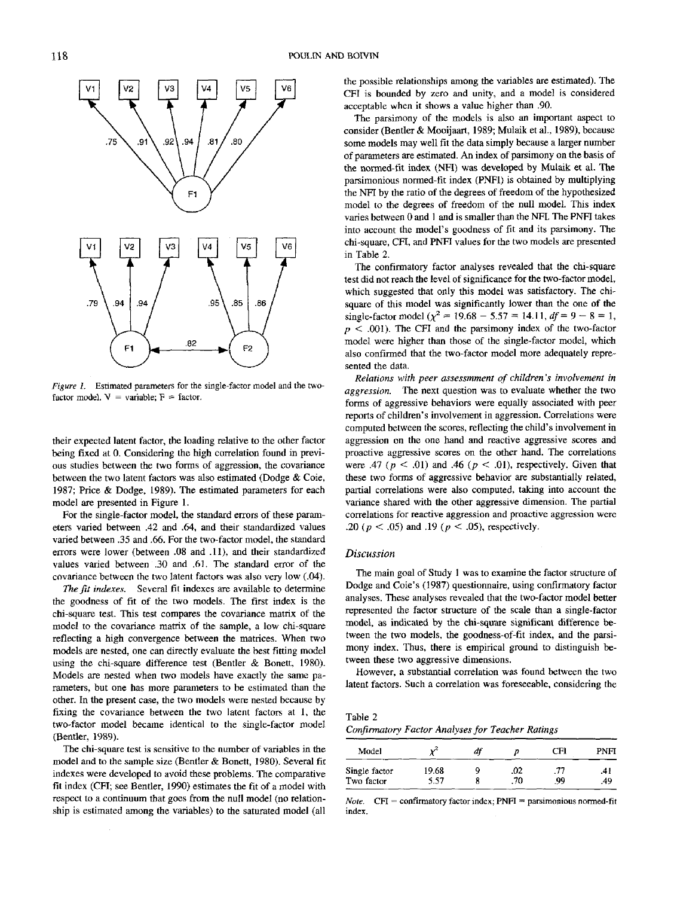*Figure 1.* Estimated parameters for the single-factor model and the two-factor model. V = variable; F = factor.

their expected latent factor, the loading relative to the other factor being fixed at 0. Considering the high correlation found in previous studies between the two forms of aggression, the covariance between the two latent factors was also estimated (Dodge & Coie, 1987; Price & Dodge, 1989). The estimated parameters for each model are presented in Figure 1.

For the single-factor model, the standard errors of these parameters varied between .42 and .64, and their standardized values varied between .35 and .66. For the two-factor model, the standard errors were lower (between .08 and .11), and their standardized values varied between .30 and .61. The standard error of the covariance between the two latent factors was also very low (.04).

*The fit indexes.* Several fit indexes are available to determine the goodness of fit of the two models. The first index is the chi-square test. This test compares the covariance matrix of the model to the covariance matrix of the sample, a low chi-square reflecting a high convergence between the matrices. When two models are nested, one can directly evaluate the best fitting model using the chi-square difference test (Bentler & Bonett, 1980). Models are nested when two models have exactly the same parameters, but one has more parameters to be estimated than the other. In the present case, the two models were nested because by fixing the covariance between the two latent factors at 1, the two-factor model became identical to the single-factor model (Bentler, 1989).

The chi-square test is sensitive to the number of variables in the model and to the sample size (Bentler & Bonett, 1980). Several fit indexes were developed to avoid these problems. The comparative fit index (CFI; see Bentler, 1990) estimates the fit of a model with respect to a continuum that goes from the null model (no relationship is estimated among the variables) to the saturated model (all the possible relationships among the variables are estimated). The CFI is bounded by zero and unity, and a model is considered acceptable when it shows a value higher than .90.

The parsimony of the models is also an important aspect to consider (Bentler & Mooijaart, 1989; Mulaik et al., 1989), because some models may well fit the data simply because a larger number of parameters are estimated. An index of parsimony on the basis of the normed-fit index (NFI) was developed by Mulaik et al. The parsimonious normed-fit index (PNFI) is obtained by multiplying the NFI by the ratio of the degrees of freedom of the hypothesized model to the degrees of freedom of the null model. This index varies between 0 and 1 and is smaller than the NFI. The PNFI takes into account the model's goodness of fit and its parsimony. The chi-square, CFI, and PNFI values for the two models are presented in Table 2.

The confirmatory factor analyses revealed that the chi-square test did not reach the level of significance for the two-factor model, which suggested that only this model was satisfactory. The chi-square of this model was significantly lower than the one of the single-factor model ($\chi^2 = 19.68 - 5.57 = 14.11$, $df = 9 - 8 = 1$, $p < .001$). The CFI and the parsimony index of the two-factor model were higher than those of the single-factor model, which also confirmed that the two-factor model more adequately represented the data.

*Relations with peer assessmment of children's involvement in aggression.* The next question was to evaluate whether the two forms of aggressive behaviors were equally associated with peer reports of children's involvement in aggression. Correlations were computed between the scores, reflecting the child's involvement in aggression on the one hand and reactive aggressive scores and proactive aggressive scores on the other hand. The correlations were .47 ($p < .01$) and .46 ($p < .01$), respectively. Given that these two forms of aggressive behavior are substantially related, partial correlations were also computed, taking into account the variance shared with the other aggressive dimension. The partial correlations for reactive aggression and proactive aggression were .20 ($p < .05$) and .19 ($p < .05$), respectively.

## Discussion

The main goal of Study 1 was to examine the factor structure of Dodge and Coie's (1987) questionnaire, using confirmatory factor analyses. These analyses revealed that the two-factor model better represented the factor structure of the scale than a single-factor model, as indicated by the chi-square significant difference between the two models, the goodness-of-fit index, and the parsimony index. Thus, there is empirical ground to distinguish between these two aggressive dimensions.

However, a substantial correlation was found between the two latent factors. Such a correlation was foreseeable, considering the

Table 2
*Confirmatory Factor Analyses for Teacher Ratings*

| Model | $\chi^2$ | *df* | *p* | CFI | PNFI |
|---|---|---|---|---|---|
| Single factor | 19.68 | 9 | .02 | .77 | .41 |
| Two factor | 5.57 | 8 | .70 | .99 | .49 |

*Note.* CFI = confirmatory factor index; PNFI = parsimonious normed-fit index.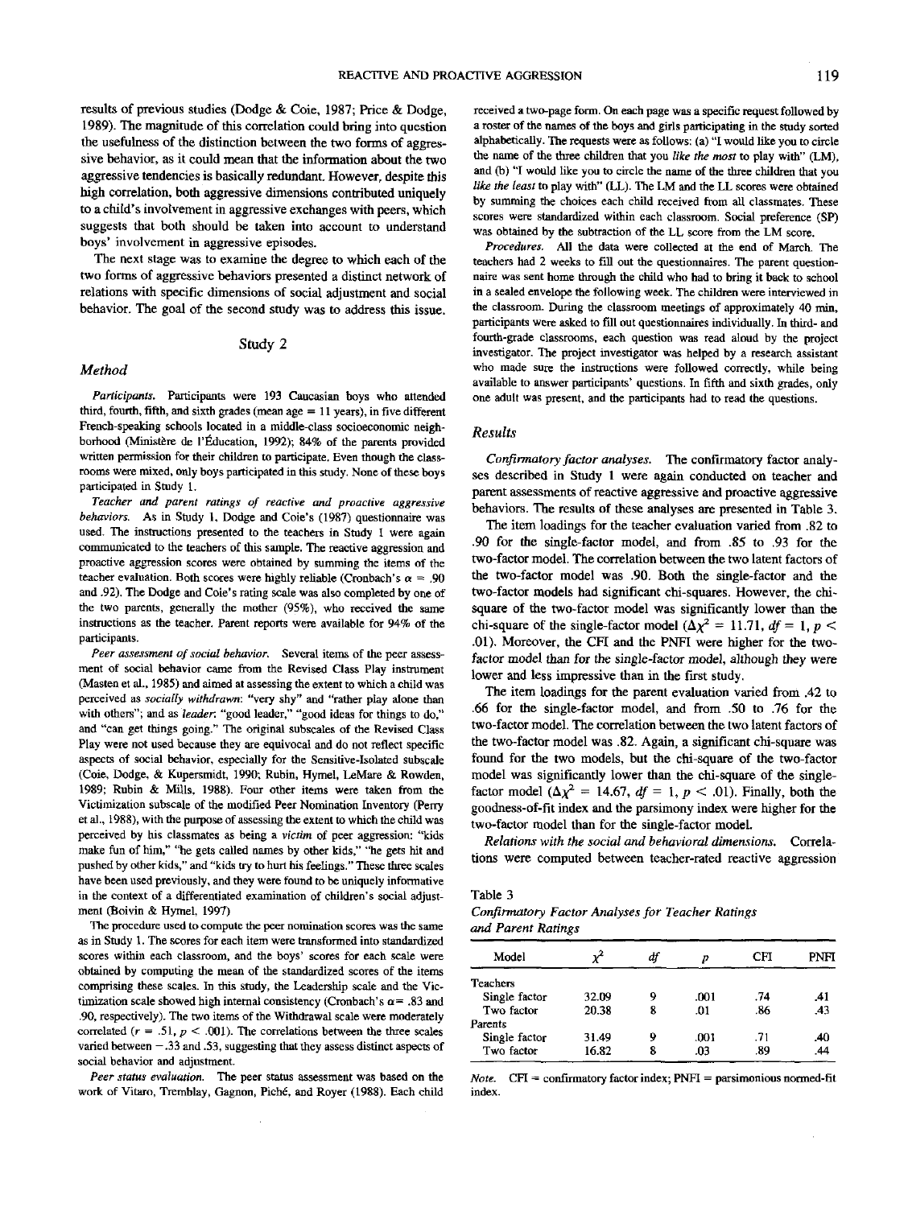results of previous studies (Dodge & Coie, 1987; Price & Dodge, 1989). The magnitude of this correlation could bring into question the usefulness of the distinction between the two forms of aggressive behavior, as it could mean that the information about the two aggressive tendencies is basically redundant. However, despite this high correlation, both aggressive dimensions contributed uniquely to a child's involvement in aggressive exchanges with peers, which suggests that both should be taken into account to understand boys' involvement in aggressive episodes.

The next stage was to examine the degree to which each of the two forms of aggressive behaviors presented a distinct network of relations with specific dimensions of social adjustment and social behavior. The goal of the second study was to address this issue.

## Study 2

### Method

*Participants.* Participants were 193 Caucasian boys who attended third, fourth, fifth, and sixth grades (mean age = 11 years), in five different French-speaking schools located in a middle-class socioeconomic neighborhood (Ministère de l'Éducation, 1992); 84% of the parents provided written permission for their children to participate. Even though the classrooms were mixed, only boys participated in this study. None of these boys participated in Study 1.

*Teacher and parent ratings of reactive and proactive aggressive behaviors.* As in Study 1, Dodge and Coie's (1987) questionnaire was used. The instructions presented to the teachers in Study 1 were again communicated to the teachers of this sample. The reactive aggression and proactive aggression scores were obtained by summing the items of the teacher evaluation. Both scores were highly reliable (Cronbach's $\alpha = .90$ and .92). The Dodge and Coie's rating scale was also completed by one of the two parents, generally the mother (95%), who received the same instructions as the teacher. Parent reports were available for 94% of the participants.

*Peer assessment of social behavior.* Several items of the peer assessment of social behavior came from the Revised Class Play instrument (Masten et al., 1985) and aimed at assessing the extent to which a child was perceived as *socially withdrawn*: "very shy" and "rather play alone than with others"; and as *leader*: "good leader," "good ideas for things to do," and "can get things going." The original subscales of the Revised Class Play were not used because they are equivocal and do not reflect specific aspects of social behavior, especially for the Sensitive-Isolated subscale (Coie, Dodge, & Kupersmidt, 1990; Rubin, Hymel, LeMare & Rowden, 1989; Rubin & Mills, 1988). Four other items were taken from the Victimization subscale of the modified Peer Nomination Inventory (Perry et al., 1988), with the purpose of assessing the extent to which the child was perceived by his classmates as being a *victim* of peer aggression: "kids make fun of him," "he gets called names by other kids," "he gets hit and pushed by other kids," and "kids try to hurt his feelings." These three scales have been used previously, and they were found to be uniquely informative in the context of a differentiated examination of children's social adjustment (Boivin & Hymel, 1997)

The procedure used to compute the peer nomination scores was the same as in Study 1. The scores for each item were transformed into standardized scores within each classroom, and the boys' scores for each scale were obtained by computing the mean of the standardized scores of the items comprising these scales. In this study, the Leadership scale and the Victimization scale showed high internal consistency (Cronbach's $\alpha = .83$ and .90, respectively). The two items of the Withdrawal scale were moderately correlated ($r = .51$, $p < .001$). The correlations between the three scales varied between −.33 and .53, suggesting that they assess distinct aspects of social behavior and adjustment.

*Peer status evaluation.* The peer status assessment was based on the work of Vitaro, Tremblay, Gagnon, Piché, and Royer (1988). Each child received a two-page form. On each page was a specific request followed by a roster of the names of the boys and girls participating in the study sorted alphabetically. The requests were as follows: (a) "I would like you to circle the name of the three children that you *like the most* to play with" (LM), and (b) "I would like you to circle the name of the three children that you *like the least* to play with" (LL). The LM and the LL scores were obtained by summing the choices each child received from all classmates. These scores were standardized within each classroom. Social preference (SP) was obtained by the subtraction of the LL score from the LM score.

*Procedures.* All the data were collected at the end of March. The teachers had 2 weeks to fill out the questionnaires. The parent questionnaire was sent home through the child who had to bring it back to school in a sealed envelope the following week. The children were interviewed in the classroom. During the classroom meetings of approximately 40 min, participants were asked to fill out questionnaires individually. In third- and fourth-grade classrooms, each question was read aloud by the project investigator. The project investigator was helped by a research assistant who made sure the instructions were followed correctly, while being available to answer participants' questions. In fifth and sixth grades, only one adult was present, and the participants had to read the questions.

### Results

*Confirmatory factor analyses.* The confirmatory factor analyses described in Study 1 were again conducted on teacher and parent assessments of reactive aggressive and proactive aggressive behaviors. The results of these analyses are presented in Table 3.

The item loadings for the teacher evaluation varied from .82 to .90 for the single-factor model, and from .85 to .93 for the two-factor model. The correlation between the two latent factors of the two-factor model was .90. Both the single-factor and the two-factor models had significant chi-squares. However, the chi-square of the two-factor model was significantly lower than the chi-square of the single-factor model ($\Delta\chi^2 = 11.71$, $df = 1$, $p < .01$). Moreover, the CFI and the PNFI were higher for the two-factor model than for the single-factor model, although they were lower and less impressive than in the first study.

The item loadings for the parent evaluation varied from .42 to .66 for the single-factor model, and from .50 to .76 for the two-factor model. The correlation between the two latent factors of the two-factor model was .82. Again, a significant chi-square was found for the two models, but the chi-square of the two-factor model was significantly lower than the chi-square of the single-factor model ($\Delta\chi^2 = 14.67$, $df = 1$, $p < .01$). Finally, both the goodness-of-fit index and the parsimony index were higher for the two-factor model than for the single-factor model.

*Relations with the social and behavioral dimensions.* Correlations were computed between teacher-rated reactive aggression

Table 3
*Confirmatory Factor Analyses for Teacher Ratings and Parent Ratings*

| Model | $\chi^2$ | *df* | *p* | CFI | PNFI |
|---|---|---|---|---|---|
| Teachers | | | | | |
| Single factor | 32.09 | 9 | .001 | .74 | .41 |
| Two factor | 20.38 | 8 | .01 | .86 | .43 |
| Parents | | | | | |
| Single factor | 31.49 | 9 | .001 | .71 | .40 |
| Two factor | 16.82 | 8 | .03 | .89 | .44 |

*Note.* CFI = confirmatory factor index; PNFI = parsimonious normed-fit index.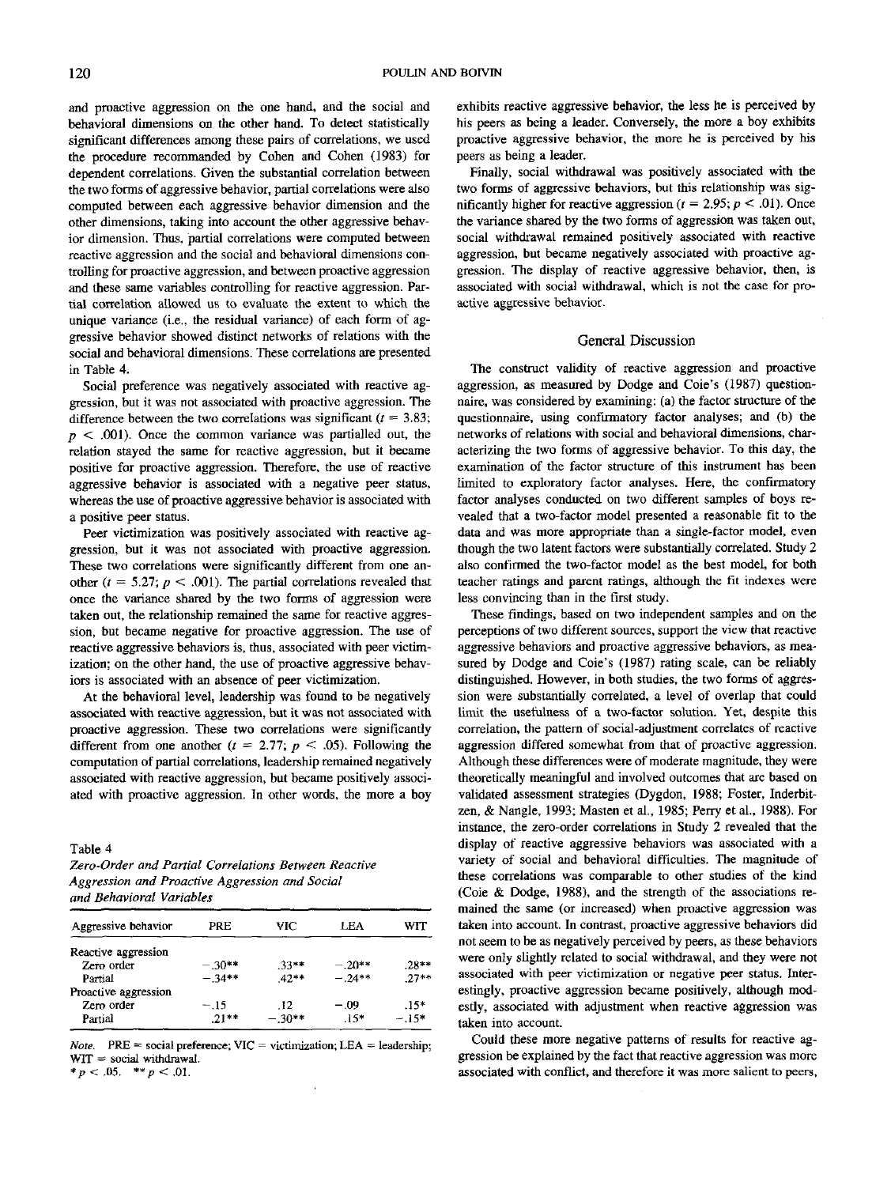and proactive aggression on the one hand, and the social and behavioral dimensions on the other hand. To detect statistically significant differences among these pairs of correlations, we used the procedure recommanded by Cohen and Cohen (1983) for dependent correlations. Given the substantial correlation between the two forms of aggressive behavior, partial correlations were also computed between each aggressive behavior dimension and the other dimensions, taking into account the other aggressive behavior dimension. Thus, partial correlations were computed between reactive aggression and the social and behavioral dimensions controlling for proactive aggression, and between proactive aggression and these same variables controlling for reactive aggression. Partial correlation allowed us to evaluate the extent to which the unique variance (i.e., the residual variance) of each form of aggressive behavior showed distinct networks of relations with the social and behavioral dimensions. These correlations are presented in Table 4.

Social preference was negatively associated with reactive aggression, but it was not associated with proactive aggression. The difference between the two correlations was significant ($t = 3.83$; $p < .001$). Once the common variance was partialled out, the relation stayed the same for reactive aggression, but it became positive for proactive aggression. Therefore, the use of reactive aggressive behavior is associated with a negative peer status, whereas the use of proactive aggressive behavior is associated with a positive peer status.

Peer victimization was positively associated with reactive aggression, but it was not associated with proactive aggression. These two correlations were significantly different from one another ($t = 5.27$; $p < .001$). The partial correlations revealed that once the variance shared by the two forms of aggression were taken out, the relationship remained the same for reactive aggression, but became negative for proactive aggression. The use of reactive aggressive behaviors is, thus, associated with peer victimization; on the other hand, the use of proactive aggressive behaviors is associated with an absence of peer victimization.

At the behavioral level, leadership was found to be negatively associated with reactive aggression, but it was not associated with proactive aggression. These two correlations were significantly different from one another ($t = 2.77$; $p < .05$). Following the computation of partial correlations, leadership remained negatively associated with reactive aggression, but became positively associated with proactive aggression. In other words, the more a boy exhibits reactive aggressive behavior, the less he is perceived by his peers as being a leader. Conversely, the more a boy exhibits proactive aggressive behavior, the more he is perceived by his peers as being a leader.

Finally, social withdrawal was positively associated with the two forms of aggressive behaviors, but this relationship was significantly higher for reactive aggression ($t = 2.95$; $p < .01$). Once the variance shared by the two forms of aggression was taken out, social withdrawal remained positively associated with reactive aggression, but became negatively associated with proactive aggression. The display of reactive aggressive behavior, then, is associated with social withdrawal, which is not the case for proactive aggressive behavior.

Table 4
*Zero-Order and Partial Correlations Between Reactive Aggression and Proactive Aggression and Social and Behavioral Variables*

| Aggressive behavior | PRE | VIC | LEA | WIT |
|---|---|---|---|---|
| Reactive aggression | | | | |
| Zero order | −.30** | .33** | −.20** | .28** |
| Partial | −.34** | .42** | −.24** | .27** |
| Proactive aggression | | | | |
| Zero order | −.15 | .12 | −.09 | .15* |
| Partial | .21** | −.30** | .15* | −.15* |

*Note.* PRE = social preference; VIC = victimization; LEA = leadership; WIT = social withdrawal.
* $p < .05$. ** $p < .01$.

## General Discussion

The construct validity of reactive aggression and proactive aggression, as measured by Dodge and Coie's (1987) questionnaire, was considered by examining: (a) the factor structure of the questionnaire, using confirmatory factor analyses; and (b) the networks of relations with social and behavioral dimensions, characterizing the two forms of aggressive behavior. To this day, the examination of the factor structure of this instrument has been limited to exploratory factor analyses. Here, the confirmatory factor analyses conducted on two different samples of boys revealed that a two-factor model presented a reasonable fit to the data and was more appropriate than a single-factor model, even though the two latent factors were substantially correlated. Study 2 also confirmed the two-factor model as the best model, for both teacher ratings and parent ratings, although the fit indexes were less convincing than in the first study.

These findings, based on two independent samples and on the perceptions of two different sources, support the view that reactive aggressive behaviors and proactive aggressive behaviors, as measured by Dodge and Coie's (1987) rating scale, can be reliably distinguished. However, in both studies, the two forms of aggression were substantially correlated, a level of overlap that could limit the usefulness of a two-factor solution. Yet, despite this correlation, the pattern of social-adjustment correlates of reactive aggression differed somewhat from that of proactive aggression. Although these differences were of moderate magnitude, they were theoretically meaningful and involved outcomes that are based on validated assessment strategies (Dygdon, 1988; Foster, Inderbitzen, & Nangle, 1993; Masten et al., 1985; Perry et al., 1988). For instance, the zero-order correlations in Study 2 revealed that the display of reactive aggressive behaviors was associated with a variety of social and behavioral difficulties. The magnitude of these correlations was comparable to other studies of the kind (Coie & Dodge, 1988), and the strength of the associations remained the same (or increased) when proactive aggression was taken into account. In contrast, proactive aggressive behaviors did not seem to be as negatively perceived by peers, as these behaviors were only slightly related to social withdrawal, and they were not associated with peer victimization or negative peer status. Interestingly, proactive aggression became positively, although modestly, associated with adjustment when reactive aggression was taken into account.

Could these more negative patterns of results for reactive aggression be explained by the fact that reactive aggression was more associated with conflict, and therefore it was more salient to peers,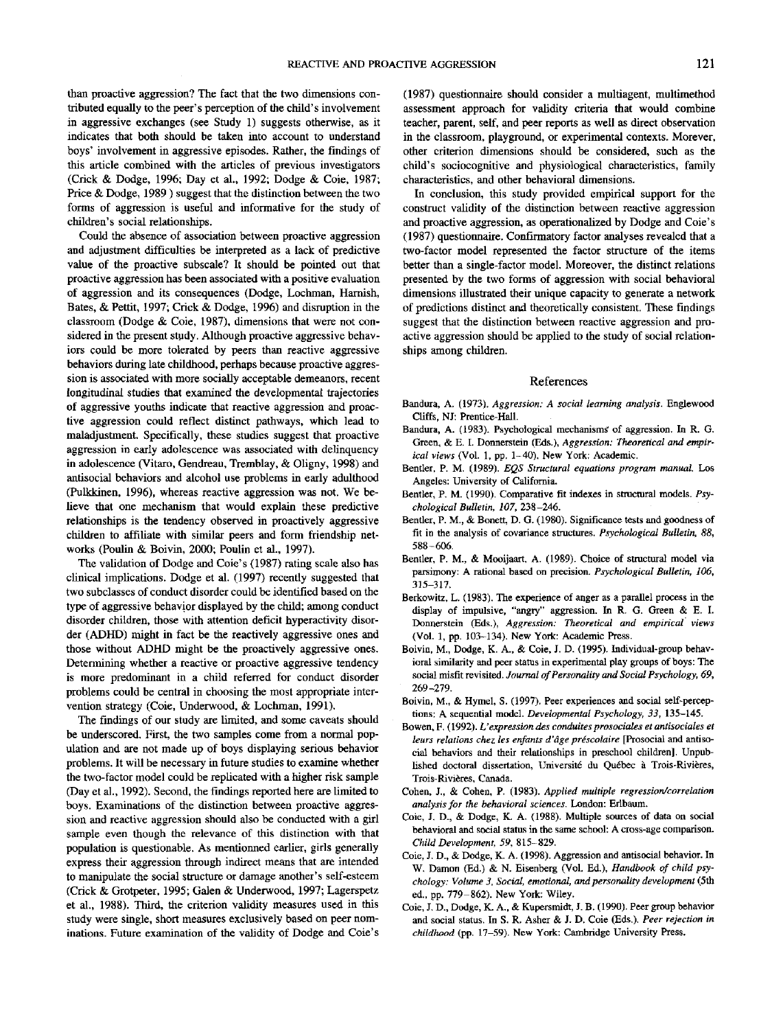than proactive aggression? The fact that the two dimensions contributed equally to the peer's perception of the child's involvement in aggressive exchanges (see Study 1) suggests otherwise, as it indicates that both should be taken into account to understand boys' involvement in aggressive episodes. Rather, the findings of this article combined with the articles of previous investigators (Crick & Dodge, 1996; Day et al., 1992; Dodge & Coie, 1987; Price & Dodge, 1989 ) suggest that the distinction between the two forms of aggression is useful and informative for the study of children's social relationships.

Could the absence of association between proactive aggression and adjustment difficulties be interpreted as a lack of predictive value of the proactive subscale? It should be pointed out that proactive aggression has been associated with a positive evaluation of aggression and its consequences (Dodge, Lochman, Harnish, Bates, & Pettit, 1997; Crick & Dodge, 1996) and disruption in the classroom (Dodge & Coie, 1987), dimensions that were not considered in the present study. Although proactive aggressive behaviors could be more tolerated by peers than reactive aggressive behaviors during late childhood, perhaps because proactive aggression is associated with more socially acceptable demeanors, recent longitudinal studies that examined the developmental trajectories of aggressive youths indicate that reactive aggression and proactive aggression could reflect distinct pathways, which lead to maladjustment. Specifically, these studies suggest that proactive aggression in early adolescence was associated with delinquency in adolescence (Vitaro, Gendreau, Tremblay, & Oligny, 1998) and antisocial behaviors and alcohol use problems in early adulthood (Pulkkinen, 1996), whereas reactive aggression was not. We believe that one mechanism that would explain these predictive relationships is the tendency observed in proactively aggressive children to affiliate with similar peers and form friendship networks (Poulin & Boivin, 2000; Poulin et al., 1997).

The validation of Dodge and Coie's (1987) rating scale also has clinical implications. Dodge et al. (1997) recently suggested that two subclasses of conduct disorder could be identified based on the type of aggressive behavior displayed by the child; among conduct disorder children, those with attention deficit hyperactivity disorder (ADHD) might in fact be the reactively aggressive ones and those without ADHD might be the proactively aggressive ones. Determining whether a reactive or proactive aggressive tendency is more predominant in a child referred for conduct disorder problems could be central in choosing the most appropriate intervention strategy (Coie, Underwood, & Lochman, 1991).

The findings of our study are limited, and some caveats should be underscored. First, the two samples come from a normal population and are not made up of boys displaying serious behavior problems. It will be necessary in future studies to examine whether the two-factor model could be replicated with a higher risk sample (Day et al., 1992). Second, the findings reported here are limited to boys. Examinations of the distinction between proactive aggression and reactive aggression should also be conducted with a girl sample even though the relevance of this distinction with that population is questionable. As mentionned earlier, girls generally express their aggression through indirect means that are intended to manipulate the social structure or damage another's self-esteem (Crick & Grotpeter, 1995; Galen & Underwood, 1997; Lagerspetz et al., 1988). Third, the criterion validity measures used in this study were single, short measures exclusively based on peer nominations. Future examination of the validity of Dodge and Coie's (1987) questionnaire should consider a multiagent, multimethod assessment approach for validity criteria that would combine teacher, parent, self, and peer reports as well as direct observation in the classroom, playground, or experimental contexts. Morever, other criterion dimensions should be considered, such as the child's sociocognitive and physiological characteristics, family characteristics, and other behavioral dimensions.

In conclusion, this study provided empirical support for the construct validity of the distinction between reactive aggression and proactive aggression, as operationalized by Dodge and Coie's (1987) questionnaire. Confirmatory factor analyses revealed that a two-factor model represented the factor structure of the items better than a single-factor model. Moreover, the distinct relations presented by the two forms of aggression with social behavioral dimensions illustrated their unique capacity to generate a network of predictions distinct and theoretically consistent. These findings suggest that the distinction between reactive aggression and proactive aggression should be applied to the study of social relationships among children.

## References

Bandura, A. (1973). *Aggression: A social learning analysis*. Englewood Cliffs, NJ: Prentice-Hall.

Bandura, A. (1983). Psychological mechanisms of aggression. In R. G. Green, & E. I. Donnerstein (Eds.), *Aggression: Theoretical and empirical views* (Vol. 1, pp. 1–40). New York: Academic.

Bentler, P. M. (1989). *EQS Structural equations program manual.* Los Angeles: University of California.

Bentler, P. M. (1990). Comparative fit indexes in structural models. *Psychological Bulletin, 107*, 238–246.

Bentler, P. M., & Bonett, D. G. (1980). Significance tests and goodness of fit in the analysis of covariance structures. *Psychological Bulletin, 88*, 588–606.

Bentler, P. M., & Mooijaart, A. (1989). Choice of structural model via parsimony: A rational based on precision. *Psychological Bulletin, 106*, 315–317.

Berkowitz, L. (1983). The experience of anger as a parallel process in the display of impulsive, "angry" aggression. In R. G. Green & E. I. Donnerstein (Eds.), *Aggression: Theoretical and empirical views* (Vol. 1, pp. 103–134). New York: Academic Press.

Boivin, M., Dodge, K. A., & Coie, J. D. (1995). Individual-group behavioral similarity and peer status in experimental play groups of boys: The social misfit revisited. *Journal of Personality and Social Psychology, 69*, 269–279.

Boivin, M., & Hymel, S. (1997). Peer experiences and social self-perceptions: A sequential model. *Developmental Psychology, 33*, 135–145.

Bowen, F. (1992). *L'expression des conduites prosociales et antisociales et leurs relations chez les enfants d'âge préscolaire* [Prosocial and antisocial behaviors and their relationships in preschool children]. Unpublished doctoral dissertation, Université du Québec à Trois-Rivières, Trois-Rivières, Canada.

Cohen, J., & Cohen, P. (1983). *Applied multiple regression/correlation analysis for the behavioral sciences.* London: Erlbaum.

Coie, J. D., & Dodge, K. A. (1988). Multiple sources of data on social behavioral and social status in the same school: A cross-age comparison. *Child Development, 59*, 815–829.

Coie, J. D., & Dodge, K. A. (1998). Aggression and antisocial behavior. In W. Damon (Ed.) & N. Eisenberg (Vol. Ed.), *Handbook of child psychology: Volume 3, Social, emotional, and personality development* (5th ed., pp. 779–862). New York: Wiley.

Coie, J. D., Dodge, K. A., & Kupersmidt, J. B. (1990). Peer group behavior and social status. In S. R. Asher & J. D. Coie (Eds.). *Peer rejection in childhood* (pp. 17–59). New York: Cambridge University Press.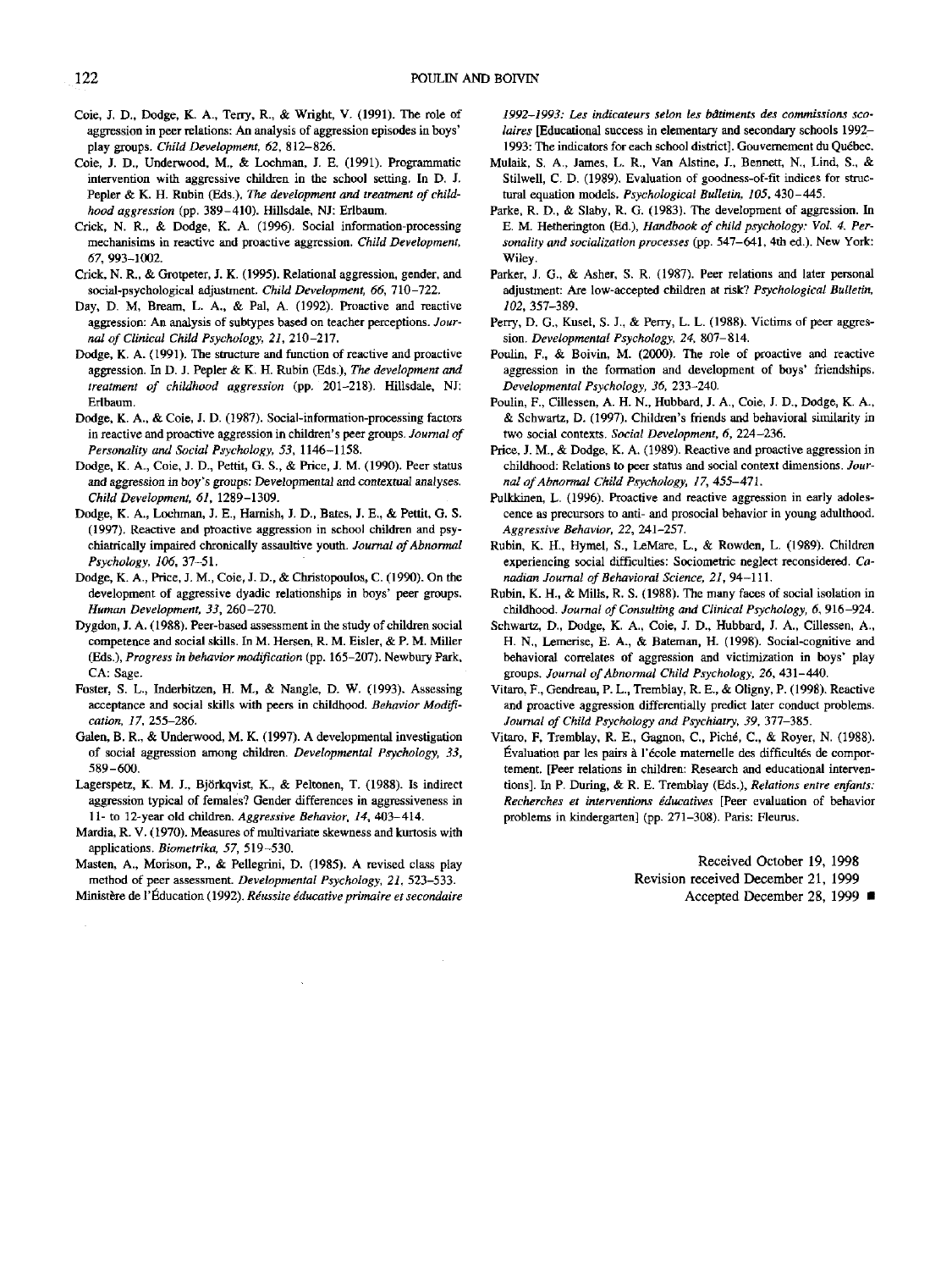Coie, J. D., Dodge, K. A., Terry, R., & Wright, V. (1991). The role of aggression in peer relations: An analysis of aggression episodes in boys' play groups. *Child Development, 62,* 812–826.

Coie, J. D., Underwood, M., & Lochman, J. E. (1991). Programmatic intervention with aggressive children in the school setting. In D. J. Pepler & K. H. Rubin (Eds.), *The development and treatment of childhood aggression* (pp. 389–410). Hillsdale, NJ: Erlbaum.

Crick, N. R., & Dodge, K. A. (1996). Social information-processing mechanisims in reactive and proactive aggression. *Child Development, 67,* 993–1002.

Crick, N. R., & Grotpeter, J. K. (1995). Relational aggression, gender, and social-psychological adjustment. *Child Development, 66,* 710–722.

Day, D. M, Bream, L. A., & Pal, A. (1992). Proactive and reactive aggression: An analysis of subtypes based on teacher perceptions. *Journal of Clinical Child Psychology, 21,* 210–217.

Dodge, K. A. (1991). The structure and function of reactive and proactive aggression. In D. J. Pepler & K. H. Rubin (Eds.), *The development and treatment of childhood aggression* (pp. 201–218). Hillsdale, NJ: Erlbaum.

Dodge, K. A., & Coie, J. D. (1987). Social-information-processing factors in reactive and proactive aggression in children's peer groups. *Journal of Personality and Social Psychology, 53,* 1146–1158.

Dodge, K. A., Coie, J. D., Pettit, G. S., & Price, J. M. (1990). Peer status and aggression in boy's groups: Developmental and contextual analyses. *Child Development, 61,* 1289–1309.

Dodge, K. A., Lochman, J. E., Harnish, J. D., Bates, J. E., & Pettit, G. S. (1997). Reactive and proactive aggression in school children and psychiatrically impaired chronically assaultive youth. *Journal of Abnormal Psychology, 106,* 37–51.

Dodge, K. A., Price, J. M., Coie, J. D., & Christopoulos, C. (1990). On the development of aggressive dyadic relationships in boys' peer groups. *Human Development, 33,* 260–270.

Dygdon, J. A. (1988). Peer-based assessment in the study of children social competence and social skills. In M. Hersen, R. M. Eisler, & P. M. Miller (Eds.), *Progress in behavior modification* (pp. 165–207). Newbury Park, CA: Sage.

Foster, S. L., Inderbitzen, H. M., & Nangle, D. W. (1993). Assessing acceptance and social skills with peers in childhood. *Behavior Modification, 17,* 255–286.

Galen, B. R., & Underwood, M. K. (1997). A developmental investigation of social aggression among children. *Developmental Psychology, 33,* 589–600.

Lagerspetz, K. M. J., Björkqvist, K., & Peltonen, T. (1988). Is indirect aggression typical of females? Gender differences in aggressiveness in 11- to 12-year old children. *Aggressive Behavior, 14,* 403–414.

Mardia, R. V. (1970). Measures of multivariate skewness and kurtosis with applications. *Biometrika, 57,* 519–530.

Masten, A., Morison, P., & Pellegrini, D. (1985). A revised class play method of peer assessment. *Developmental Psychology, 21,* 523–533.

Ministère de l'Éducation (1992). *Réussite éducative primaire et secondaire 1992–1993: Les indicateurs selon les bâtiments des commissions scolaires* [Educational success in elementary and secondary schools 1992–1993: The indicators for each school district]. Gouvernement du Québec.

Mulaik, S. A., James, L. R., Van Alstine, J., Bennett, N., Lind, S., & Stilwell, C. D. (1989). Evaluation of goodness-of-fit indices for structural equation models. *Psychological Bulletin, 105,* 430–445.

Parke, R. D., & Slaby, R. G. (1983). The development of aggression. In E. M. Hetherington (Ed.), *Handbook of child psychology: Vol. 4. Personality and socialization processes* (pp. 547–641, 4th ed.). New York: Wiley.

Parker, J. G., & Asher, S. R. (1987). Peer relations and later personal adjustment: Are low-accepted children at risk? *Psychological Bulletin, 102,* 357–389.

Perry, D. G., Kusel, S. J., & Perry, L. L. (1988). Victims of peer aggression. *Developmental Psychology, 24,* 807–814.

Poulin, F., & Boivin, M. (2000). The role of proactive and reactive aggression in the formation and development of boys' friendships. *Developmental Psychology, 36,* 233–240.

Poulin, F., Cillessen, A. H. N., Hubbard, J. A., Coie, J. D., Dodge, K. A., & Schwartz, D. (1997). Children's friends and behavioral similarity in two social contexts. *Social Development, 6,* 224–236.

Price, J. M., & Dodge, K. A. (1989). Reactive and proactive aggression in childhood: Relations to peer status and social context dimensions. *Journal of Abnormal Child Psychology, 17,* 455–471.

Pulkkinen, L. (1996). Proactive and reactive aggression in early adolescence as precursors to anti- and prosocial behavior in young adulthood. *Aggressive Behavior, 22,* 241–257.

Rubin, K. H., Hymel, S., LeMare, L., & Rowden, L. (1989). Children experiencing social difficulties: Sociometric neglect reconsidered. *Canadian Journal of Behavioral Science, 21,* 94–111.

Rubin, K. H., & Mills, R. S. (1988). The many faces of social isolation in childhood. *Journal of Consulting and Clinical Psychology, 6,* 916–924.

Schwartz, D., Dodge, K. A., Coie, J. D., Hubbard, J. A., Cillessen, A., H. N., Lemerise, E. A., & Bateman, H. (1998). Social-cognitive and behavioral correlates of aggression and victimization in boys' play groups. *Journal of Abnormal Child Psychology, 26,* 431–440.

Vitaro, F., Gendreau, P. L., Tremblay, R. E., & Oligny, P. (1998). Reactive and proactive aggression differentially predict later conduct problems. *Journal of Child Psychology and Psychiatry, 39,* 377–385.

Vitaro, F, Tremblay, R. E., Gagnon, C., Piché, C., & Royer, N. (1988). Évaluation par les pairs à l'école maternelle des difficultés de comportement. [Peer relations in children: Research and educational interventions]. In P. During, & R. E. Tremblay (Eds.), *Relations entre enfants: Recherches et interventions éducatives* [Peer evaluation of behavior problems in kindergarten] (pp. 271–308). Paris: Fleurus.

Received October 19, 1998
Revision received December 21, 1999
Accepted December 28, 1999 ■